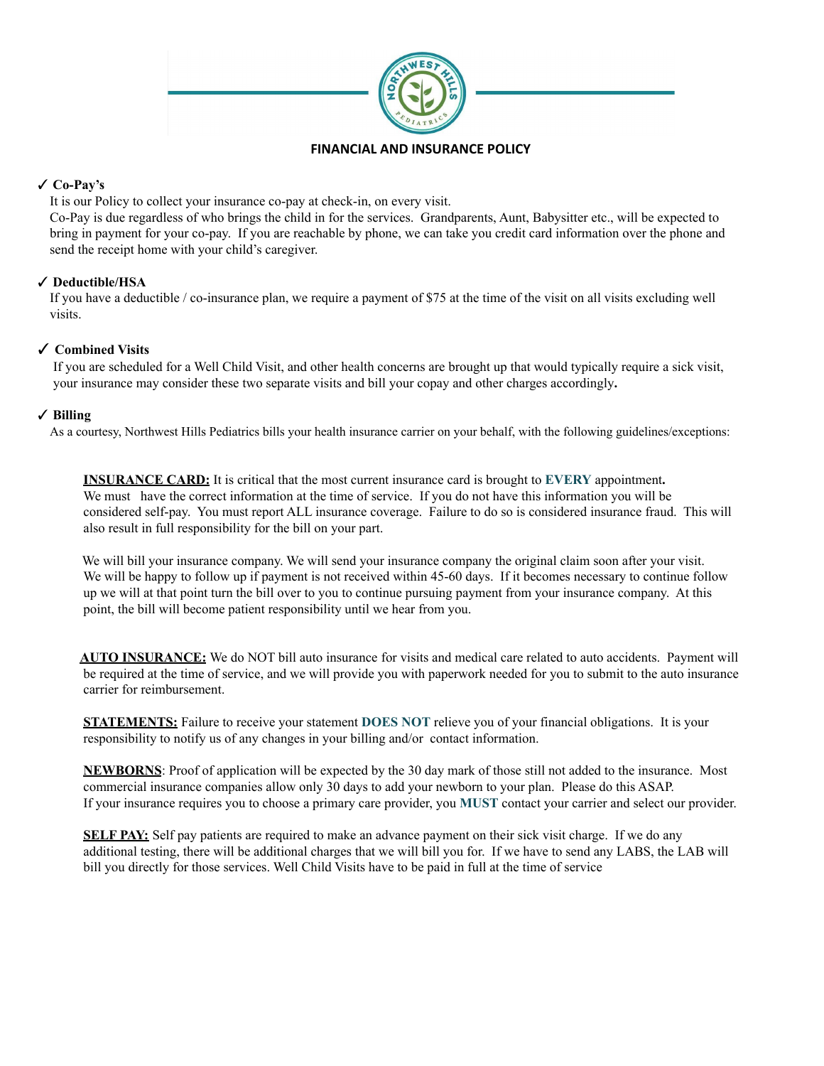# FINANCIAL AND INSURANCE POLICY

### ✓ Co-Pay's

It is our Policy to collect your insurance co-pay at check-in, on every visit.
Co-Pay is due regardless of who brings the child in for the services. Grandparents, Aunt, Babysitter etc., will be expected to bring in payment for your co-pay. If you are reachable by phone, we can take you credit card information over the phone and send the receipt home with your child's caregiver.

### ✓ Deductible/HSA

If you have a deductible / co-insurance plan, we require a payment of $75 at the time of the visit on all visits excluding well visits.

### ✓ Combined Visits

If you are scheduled for a Well Child Visit, and other health concerns are brought up that would typically require a sick visit, your insurance may consider these two separate visits and bill your copay and other charges accordingly**.**

### ✓ Billing

As a courtesy, Northwest Hills Pediatrics bills your health insurance carrier on your behalf, with the following guidelines/exceptions:

**INSURANCE CARD:** It is critical that the most current insurance card is brought to **EVERY** appointment**.** We must have the correct information at the time of service. If you do not have this information you will be considered self-pay. You must report ALL insurance coverage. Failure to do so is considered insurance fraud. This will also result in full responsibility for the bill on your part.

We will bill your insurance company. We will send your insurance company the original claim soon after your visit. We will be happy to follow up if payment is not received within 45-60 days. If it becomes necessary to continue follow up we will at that point turn the bill over to you to continue pursuing payment from your insurance company. At this point, the bill will become patient responsibility until we hear from you.

**AUTO INSURANCE:** We do NOT bill auto insurance for visits and medical care related to auto accidents. Payment will be required at the time of service, and we will provide you with paperwork needed for you to submit to the auto insurance carrier for reimbursement.

**STATEMENTS:** Failure to receive your statement **DOES NOT** relieve you of your financial obligations. It is your responsibility to notify us of any changes in your billing and/or contact information.

**NEWBORNS**: Proof of application will be expected by the 30 day mark of those still not added to the insurance. Most commercial insurance companies allow only 30 days to add your newborn to your plan. Please do this ASAP.
If your insurance requires you to choose a primary care provider, you **MUST** contact your carrier and select our provider.

**SELF PAY:** Self pay patients are required to make an advance payment on their sick visit charge. If we do any additional testing, there will be additional charges that we will bill you for. If we have to send any LABS, the LAB will bill you directly for those services. Well Child Visits have to be paid in full at the time of service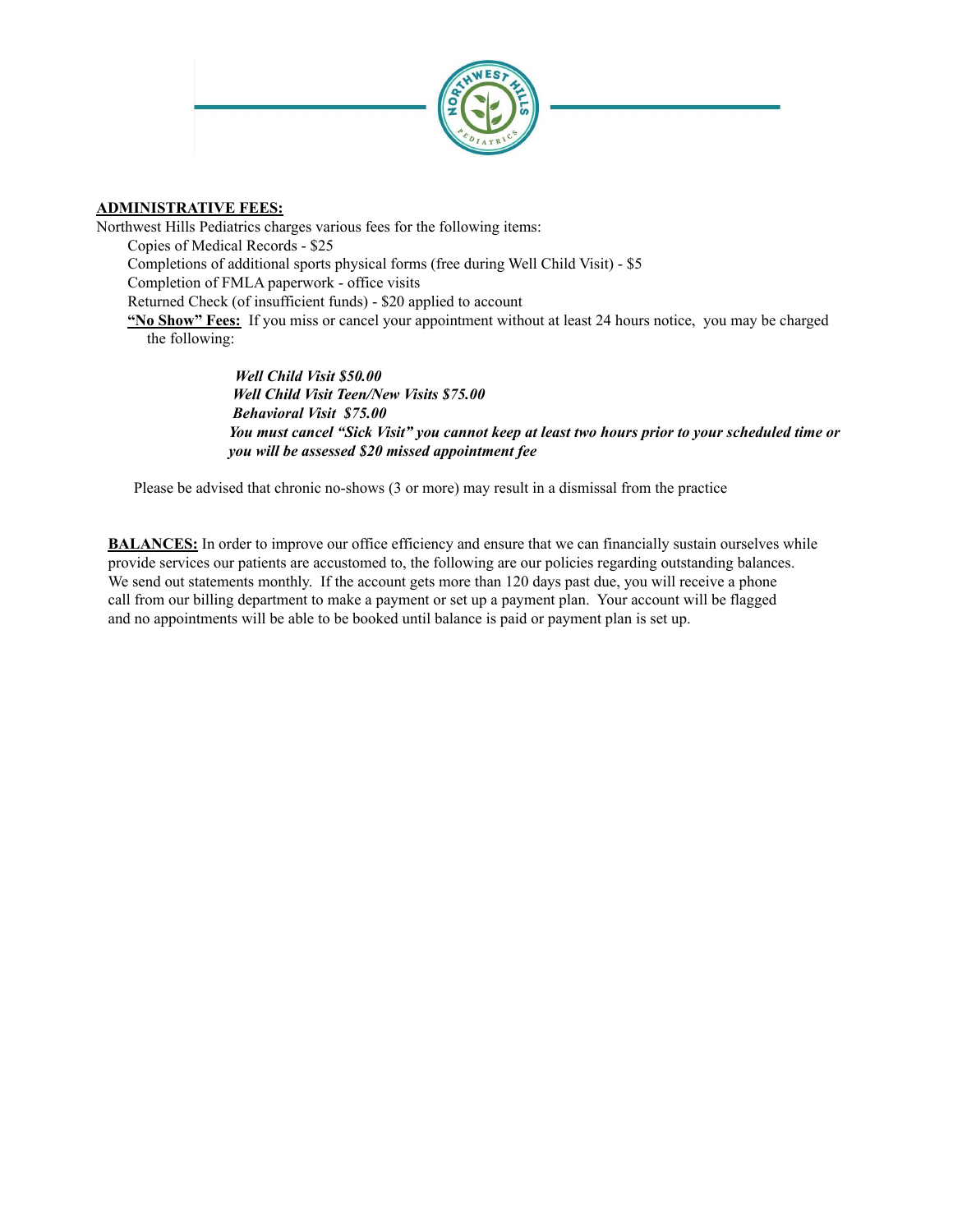**ADMINISTRATIVE FEES:**

Northwest Hills Pediatrics charges various fees for the following items:

- Copies of Medical Records - $25
- Completions of additional sports physical forms (free during Well Child Visit) - $5
- Completion of FMLA paperwork - office visits
- Returned Check (of insufficient funds) - $20 applied to account
- **"No Show" Fees:** If you miss or cancel your appointment without at least 24 hours notice, you may be charged the following:

  ***Well Child Visit $50.00***

  ***Well Child Visit Teen/New Visits $75.00***

  ***Behavioral Visit $75.00***

  ***You must cancel "Sick Visit" you cannot keep at least two hours prior to your scheduled time or you will be assessed $20 missed appointment fee***

Please be advised that chronic no-shows (3 or more) may result in a dismissal from the practice

**BALANCES:** In order to improve our office efficiency and ensure that we can financially sustain ourselves while provide services our patients are accustomed to, the following are our policies regarding outstanding balances. We send out statements monthly. If the account gets more than 120 days past due, you will receive a phone call from our billing department to make a payment or set up a payment plan. Your account will be flagged and no appointments will be able to be booked until balance is paid or payment plan is set up.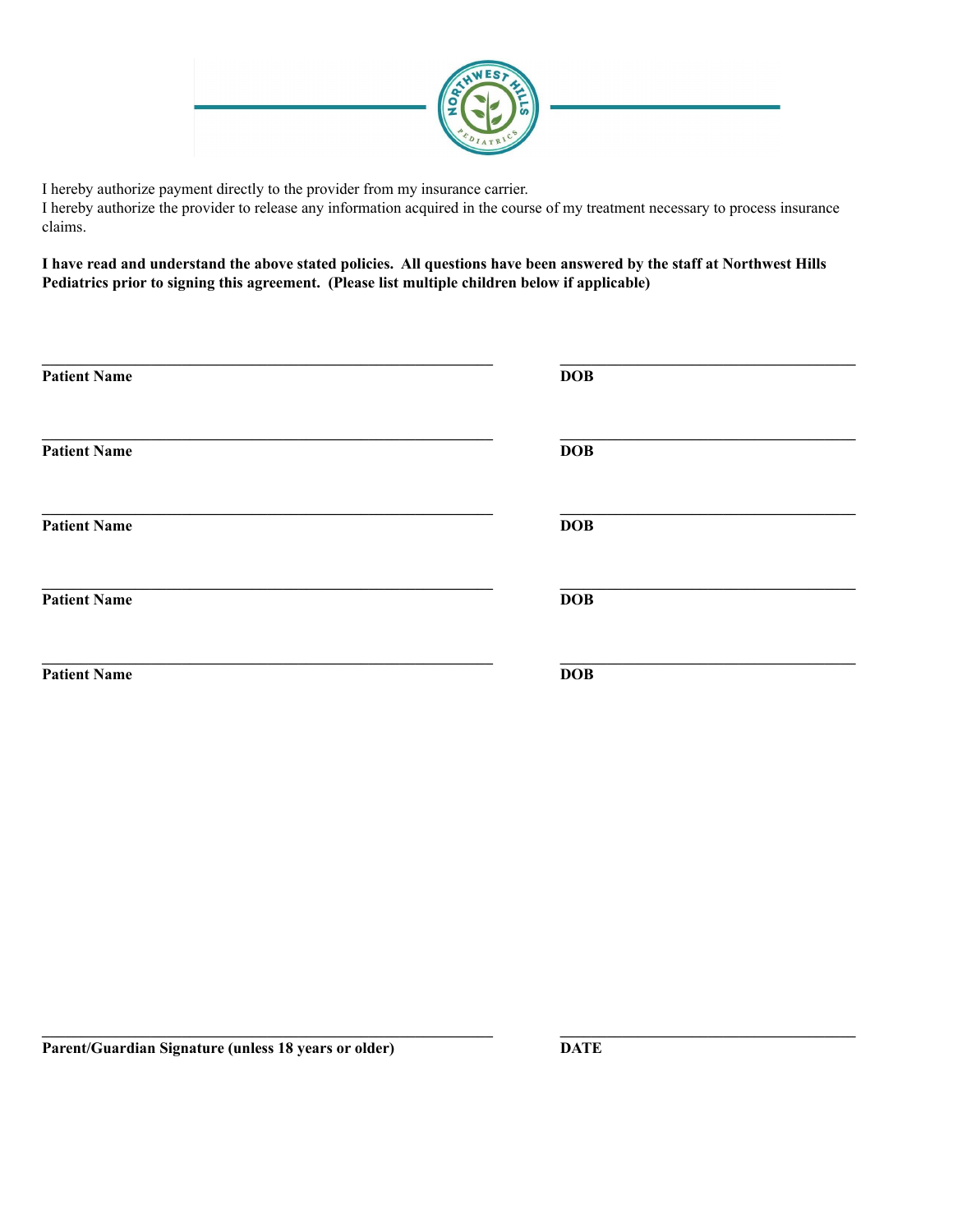I hereby authorize payment directly to the provider from my insurance carrier.
I hereby authorize the provider to release any information acquired in the course of my treatment necessary to process insurance claims.

**I have read and understand the above stated policies. All questions have been answered by the staff at Northwest Hills Pediatrics prior to signing this agreement. (Please list multiple children below if applicable)**

| | |
|---|---|
| ______________________________ | ____________________ |
| **Patient Name** | **DOB** |
| ______________________________ | ____________________ |
| **Patient Name** | **DOB** |
| ______________________________ | ____________________ |
| **Patient Name** | **DOB** |
| ______________________________ | ____________________ |
| **Patient Name** | **DOB** |
| ______________________________ | ____________________ |
| **Patient Name** | **DOB** |

| | |
|---|---|
| ______________________________ | ____________________ |
| **Parent/Guardian Signature (unless 18 years or older)** | **DATE** |